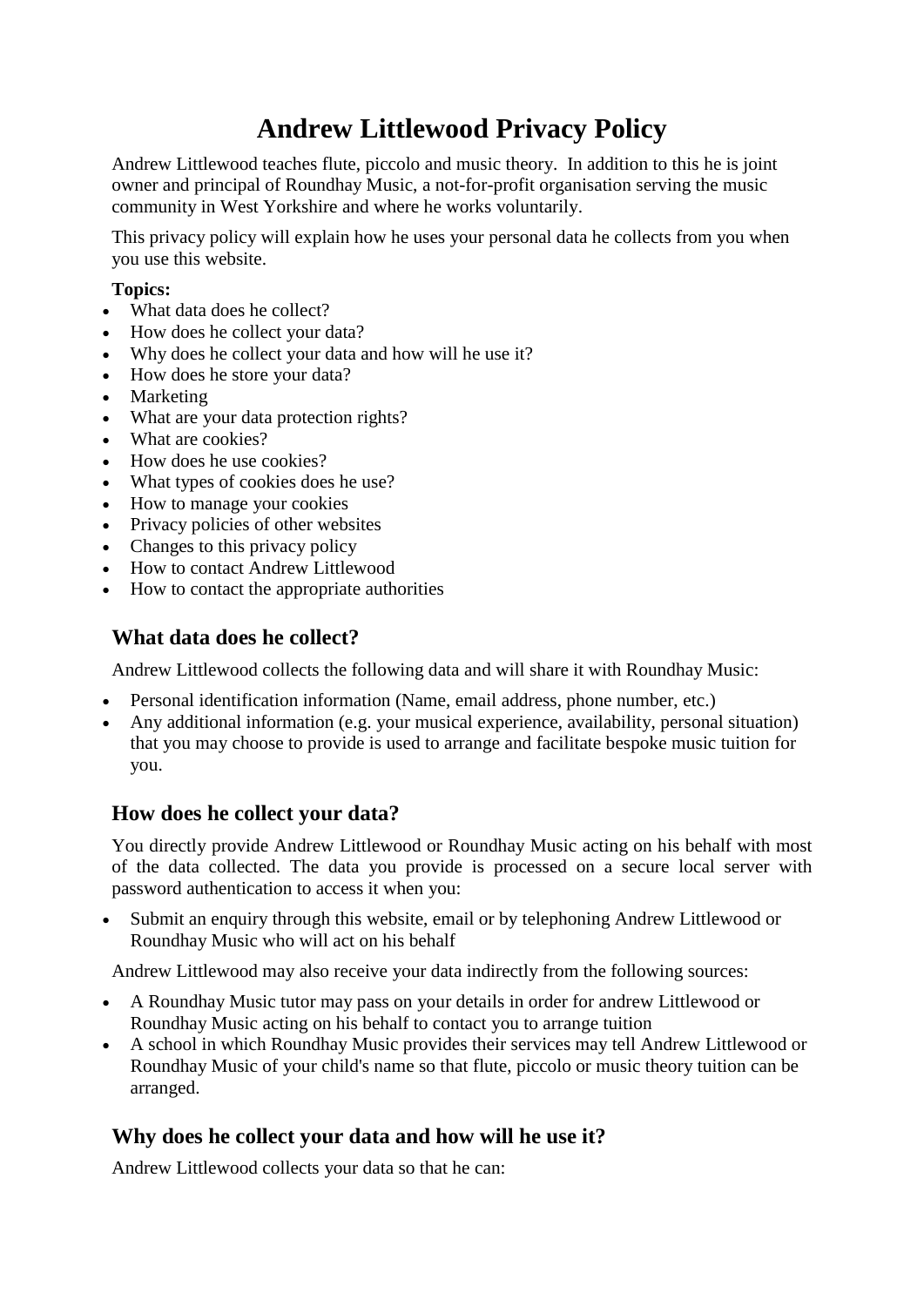# Andrew Littlewood Privacy Policy

Andrew Littlewood teaches flute, piccolo and music theory. In addition to this he is joint owner and principal of Roundhay Music, a not-for-profit organisation serving the music community in West Yorkshire and where he works voluntarily.

This privacy policy will explain how he uses your personal data he collects from you when you use this website.

**Topics:**

- What data does he collect?
- How does he collect your data?
- Why does he collect your data and how will he use it?
- How does he store your data?
- Marketing
- What are your data protection rights?
- What are cookies?
- How does he use cookies?
- What types of cookies does he use?
- How to manage your cookies
- Privacy policies of other websites
- Changes to this privacy policy
- How to contact Andrew Littlewood
- How to contact the appropriate authorities

## What data does he collect?

Andrew Littlewood collects the following data and will share it with Roundhay Music:

- Personal identification information (Name, email address, phone number, etc.)
- Any additional information (e.g. your musical experience, availability, personal situation) that you may choose to provide is used to arrange and facilitate bespoke music tuition for you.

## How does he collect your data?

You directly provide Andrew Littlewood or Roundhay Music acting on his behalf with most of the data collected. The data you provide is processed on a secure local server with password authentication to access it when you:

- Submit an enquiry through this website, email or by telephoning Andrew Littlewood or Roundhay Music who will act on his behalf

Andrew Littlewood may also receive your data indirectly from the following sources:

- A Roundhay Music tutor may pass on your details in order for andrew Littlewood or Roundhay Music acting on his behalf to contact you to arrange tuition
- A school in which Roundhay Music provides their services may tell Andrew Littlewood or Roundhay Music of your child's name so that flute, piccolo or music theory tuition can be arranged.

## Why does he collect your data and how will he use it?

Andrew Littlewood collects your data so that he can: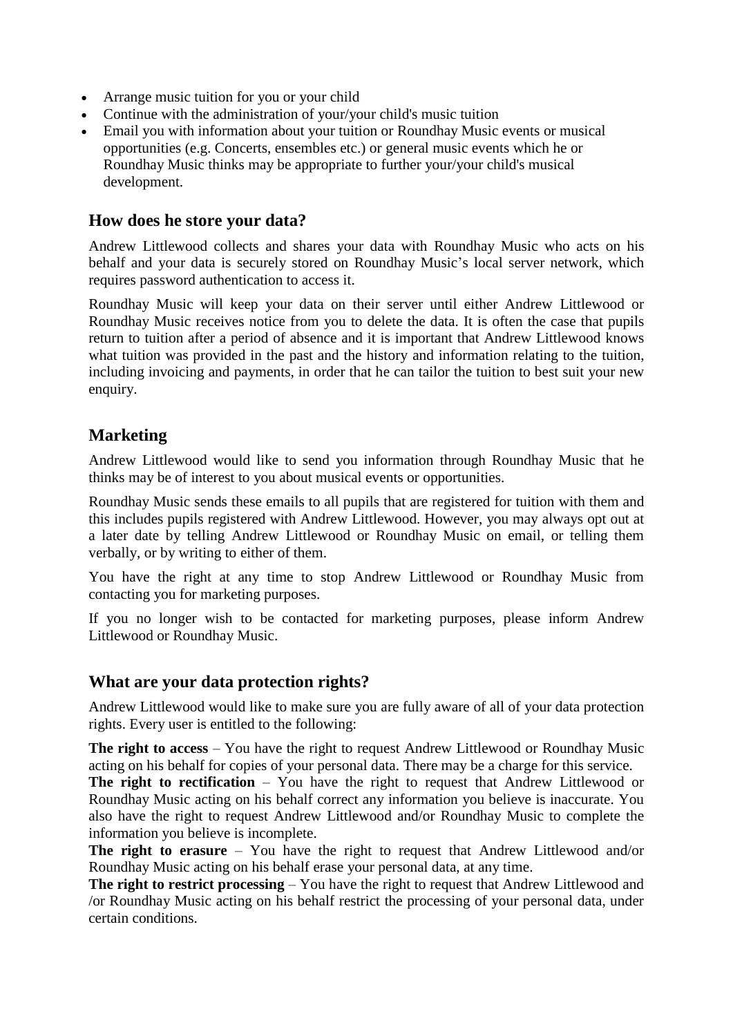- Arrange music tuition for you or your child
- Continue with the administration of your/your child's music tuition
- Email you with information about your tuition or Roundhay Music events or musical opportunities (e.g. Concerts, ensembles etc.) or general music events which he or Roundhay Music thinks may be appropriate to further your/your child's musical development.

## How does he store your data?

Andrew Littlewood collects and shares your data with Roundhay Music who acts on his behalf and your data is securely stored on Roundhay Music's local server network, which requires password authentication to access it.

Roundhay Music will keep your data on their server until either Andrew Littlewood or Roundhay Music receives notice from you to delete the data. It is often the case that pupils return to tuition after a period of absence and it is important that Andrew Littlewood knows what tuition was provided in the past and the history and information relating to the tuition, including invoicing and payments, in order that he can tailor the tuition to best suit your new enquiry.

## Marketing

Andrew Littlewood would like to send you information through Roundhay Music that he thinks may be of interest to you about musical events or opportunities.

Roundhay Music sends these emails to all pupils that are registered for tuition with them and this includes pupils registered with Andrew Littlewood. However, you may always opt out at a later date by telling Andrew Littlewood or Roundhay Music on email, or telling them verbally, or by writing to either of them.

You have the right at any time to stop Andrew Littlewood or Roundhay Music from contacting you for marketing purposes.

If you no longer wish to be contacted for marketing purposes, please inform Andrew Littlewood or Roundhay Music.

## What are your data protection rights?

Andrew Littlewood would like to make sure you are fully aware of all of your data protection rights. Every user is entitled to the following:

**The right to access** – You have the right to request Andrew Littlewood or Roundhay Music acting on his behalf for copies of your personal data. There may be a charge for this service.

**The right to rectification** – You have the right to request that Andrew Littlewood or Roundhay Music acting on his behalf correct any information you believe is inaccurate. You also have the right to request Andrew Littlewood and/or Roundhay Music to complete the information you believe is incomplete.

**The right to erasure** – You have the right to request that Andrew Littlewood and/or Roundhay Music acting on his behalf erase your personal data, at any time.

**The right to restrict processing** – You have the right to request that Andrew Littlewood and /or Roundhay Music acting on his behalf restrict the processing of your personal data, under certain conditions.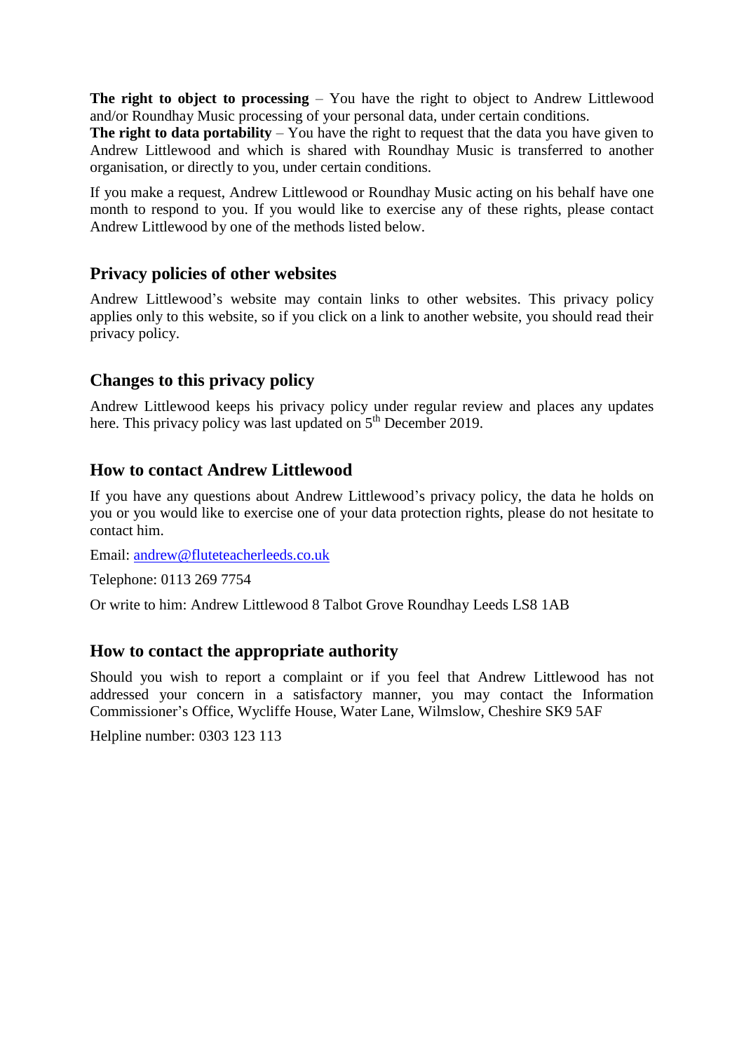**The right to object to processing** – You have the right to object to Andrew Littlewood and/or Roundhay Music processing of your personal data, under certain conditions.
**The right to data portability** – You have the right to request that the data you have given to Andrew Littlewood and which is shared with Roundhay Music is transferred to another organisation, or directly to you, under certain conditions.

If you make a request, Andrew Littlewood or Roundhay Music acting on his behalf have one month to respond to you. If you would like to exercise any of these rights, please contact Andrew Littlewood by one of the methods listed below.

## Privacy policies of other websites

Andrew Littlewood's website may contain links to other websites. This privacy policy applies only to this website, so if you click on a link to another website, you should read their privacy policy.

## Changes to this privacy policy

Andrew Littlewood keeps his privacy policy under regular review and places any updates here. This privacy policy was last updated on 5th December 2019.

## How to contact Andrew Littlewood

If you have any questions about Andrew Littlewood's privacy policy, the data he holds on you or you would like to exercise one of your data protection rights, please do not hesitate to contact him.

Email: andrew@fluteteacherleeds.co.uk

Telephone: 0113 269 7754

Or write to him: Andrew Littlewood 8 Talbot Grove Roundhay Leeds LS8 1AB

## How to contact the appropriate authority

Should you wish to report a complaint or if you feel that Andrew Littlewood has not addressed your concern in a satisfactory manner, you may contact the Information Commissioner's Office, Wycliffe House, Water Lane, Wilmslow, Cheshire SK9 5AF

Helpline number: 0303 123 113